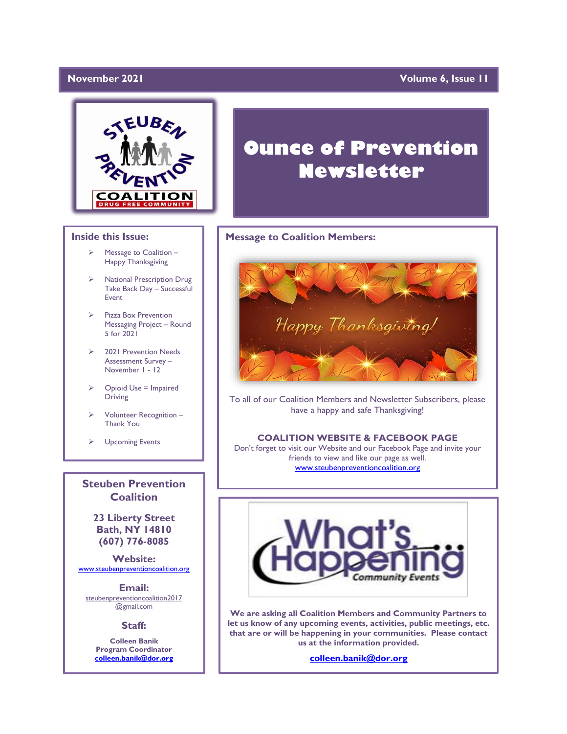November 2021 | Volume 6, Issue 11

# Ounce of Prevention Newsletter

## Inside this Issue:

- Message to Coalition – Happy Thanksgiving
- National Prescription Drug Take Back Day – Successful Event
- Pizza Box Prevention Messaging Project – Round 5 for 2021
- 2021 Prevention Needs Assessment Survey – November 1 - 12
- Opioid Use = Impaired Driving
- Volunteer Recognition – Thank You
- Upcoming Events

## Message to Coalition Members:

Happy Thanksgiving!

To all of our Coalition Members and Newsletter Subscribers, please have a happy and safe Thanksgiving!

**COALITION WEBSITE & FACEBOOK PAGE**

Don't forget to visit our Website and our Facebook Page and invite your friends to view and like our page as well.

www.steubenpreventioncoalition.org

## Steuben Prevention Coalition

**23 Liberty Street**
**Bath, NY 14810**
**(607) 776-8085**

**Website:**
www.steubenpreventioncoalition.org

**Email:**
steubenpreventioncoalition2017@gmail.com

**Staff:**

**Colleen Banik**
**Program Coordinator**
**colleen.banik@dor.org**

## What's Happening – Community Events

**We are asking all Coalition Members and Community Partners to let us know of any upcoming events, activities, public meetings, etc. that are or will be happening in your communities. Please contact us at the information provided.**

**colleen.banik@dor.org**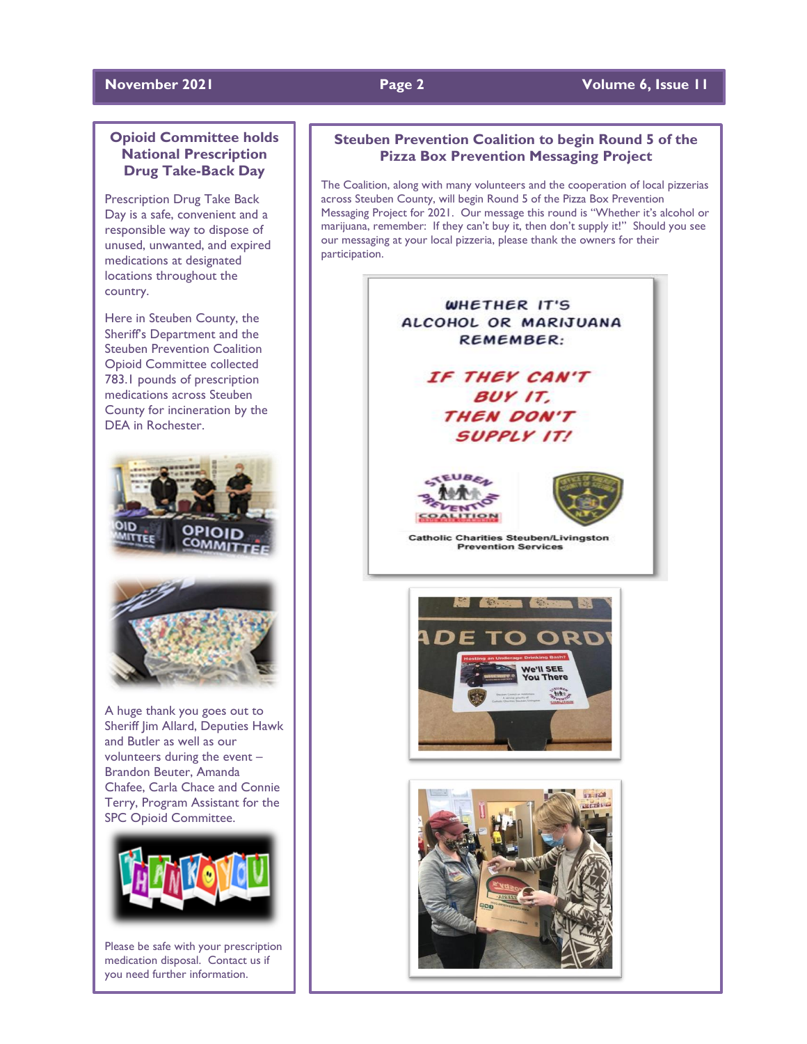## Opioid Committee holds National Prescription Drug Take-Back Day

Prescription Drug Take Back Day is a safe, convenient and a responsible way to dispose of unused, unwanted, and expired medications at designated locations throughout the country.

Here in Steuben County, the Sheriff's Department and the Steuben Prevention Coalition Opioid Committee collected 783.1 pounds of prescription medications across Steuben County for incineration by the DEA in Rochester.

A huge thank you goes out to Sheriff Jim Allard, Deputies Hawk and Butler as well as our volunteers during the event – Brandon Beuter, Amanda Chafee, Carla Chace and Connie Terry, Program Assistant for the SPC Opioid Committee.

Please be safe with your prescription medication disposal. Contact us if you need further information.

## Steuben Prevention Coalition to begin Round 5 of the Pizza Box Prevention Messaging Project

The Coalition, along with many volunteers and the cooperation of local pizzerias across Steuben County, will begin Round 5 of the Pizza Box Prevention Messaging Project for 2021. Our message this round is "Whether it's alcohol or marijuana, remember: If they can't buy it, then don't supply it!" Should you see our messaging at your local pizzeria, please thank the owners for their participation.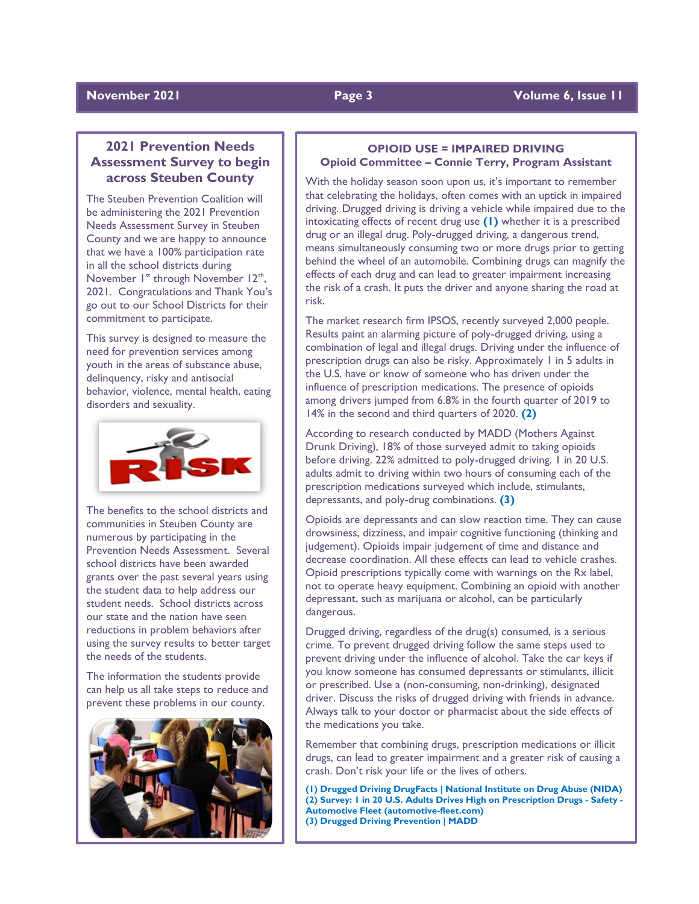## 2021 Prevention Needs Assessment Survey to begin across Steuben County

The Steuben Prevention Coalition will be administering the 2021 Prevention Needs Assessment Survey in Steuben County and we are happy to announce that we have a 100% participation rate in all the school districts during November 1st through November 12th, 2021. Congratulations and Thank You's go out to our School Districts for their commitment to participate.

This survey is designed to measure the need for prevention services among youth in the areas of substance abuse, delinquency, risky and antisocial behavior, violence, mental health, eating disorders and sexuality.

The benefits to the school districts and communities in Steuben County are numerous by participating in the Prevention Needs Assessment. Several school districts have been awarded grants over the past several years using the student data to help address our student needs. School districts across our state and the nation have seen reductions in problem behaviors after using the survey results to better target the needs of the students.

The information the students provide can help us all take steps to reduce and prevent these problems in our county.

## OPIOID USE = IMPAIRED DRIVING

### Opioid Committee – Connie Terry, Program Assistant

With the holiday season soon upon us, it's important to remember that celebrating the holidays, often comes with an uptick in impaired driving. Drugged driving is driving a vehicle while impaired due to the intoxicating effects of recent drug use **(1)** whether it is a prescribed drug or an illegal drug. Poly-drugged driving, a dangerous trend, means simultaneously consuming two or more drugs prior to getting behind the wheel of an automobile. Combining drugs can magnify the effects of each drug and can lead to greater impairment increasing the risk of a crash. It puts the driver and anyone sharing the road at risk.

The market research firm IPSOS, recently surveyed 2,000 people. Results paint an alarming picture of poly-drugged driving, using a combination of legal and illegal drugs. Driving under the influence of prescription drugs can also be risky. Approximately 1 in 5 adults in the U.S. have or know of someone who has driven under the influence of prescription medications. The presence of opioids among drivers jumped from 6.8% in the fourth quarter of 2019 to 14% in the second and third quarters of 2020. **(2)**

According to research conducted by MADD (Mothers Against Drunk Driving), 18% of those surveyed admit to taking opioids before driving. 22% admitted to poly-drugged driving. 1 in 20 U.S. adults admit to driving within two hours of consuming each of the prescription medications surveyed which include, stimulants, depressants, and poly-drug combinations. **(3)**

Opioids are depressants and can slow reaction time. They can cause drowsiness, dizziness, and impair cognitive functioning (thinking and judgement). Opioids impair judgement of time and distance and decrease coordination. All these effects can lead to vehicle crashes. Opioid prescriptions typically come with warnings on the Rx label, not to operate heavy equipment. Combining an opioid with another depressant, such as marijuana or alcohol, can be particularly dangerous.

Drugged driving, regardless of the drug(s) consumed, is a serious crime. To prevent drugged driving follow the same steps used to prevent driving under the influence of alcohol. Take the car keys if you know someone has consumed depressants or stimulants, illicit or prescribed. Use a (non-consuming, non-drinking), designated driver. Discuss the risks of drugged driving with friends in advance. Always talk to your doctor or pharmacist about the side effects of the medications you take.

Remember that combining drugs, prescription medications or illicit drugs, can lead to greater impairment and a greater risk of causing a crash. Don't risk your life or the lives of others.

**(1) Drugged Driving DrugFacts | National Institute on Drug Abuse (NIDA)**
**(2) Survey: 1 in 20 U.S. Adults Drives High on Prescription Drugs - Safety - Automotive Fleet (automotive-fleet.com)**
**(3) Drugged Driving Prevention | MADD**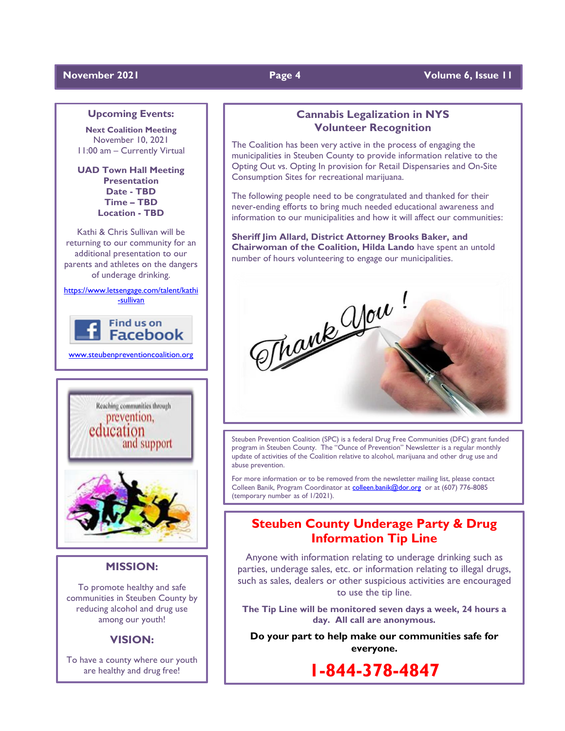## Upcoming Events:

**Next Coalition Meeting**
November 10, 2021
11:00 am – Currently Virtual

**UAD Town Hall Meeting Presentation**
**Date - TBD**
**Time – TBD**
**Location - TBD**

Kathi & Chris Sullivan will be returning to our community for an additional presentation to our parents and athletes on the dangers of underage drinking.

https://www.letsengage.com/talent/kathi-sullivan

Find us on Facebook

www.steubenpreventioncoalition.org

Reaching communities through prevention, education and support

## MISSION:

To promote healthy and safe communities in Steuben County by reducing alcohol and drug use among our youth!

## VISION:

To have a county where our youth are healthy and drug free!

## Cannabis Legalization in NYS Volunteer Recognition

The Coalition has been very active in the process of engaging the municipalities in Steuben County to provide information relative to the Opting Out vs. Opting In provision for Retail Dispensaries and On-Site Consumption Sites for recreational marijuana.

The following people need to be congratulated and thanked for their never-ending efforts to bring much needed educational awareness and information to our municipalities and how it will affect our communities:

**Sheriff Jim Allard, District Attorney Brooks Baker, and Chairwoman of the Coalition, Hilda Lando** have spent an untold number of hours volunteering to engage our municipalities.

Thank You!

Steuben Prevention Coalition (SPC) is a federal Drug Free Communities (DFC) grant funded program in Steuben County. The "Ounce of Prevention" Newsletter is a regular monthly update of activities of the Coalition relative to alcohol, marijuana and other drug use and abuse prevention.

For more information or to be removed from the newsletter mailing list, please contact Colleen Banik, Program Coordinator at colleen.banik@dor.org or at (607) 776-8085 (temporary number as of 1/2021).

## Steuben County Underage Party & Drug Information Tip Line

Anyone with information relating to underage drinking such as parties, underage sales, etc. or information relating to illegal drugs, such as sales, dealers or other suspicious activities are encouraged to use the tip line.

**The Tip Line will be monitored seven days a week, 24 hours a day. All call are anonymous.**

**Do your part to help make our communities safe for everyone.**

**1-844-378-4847**